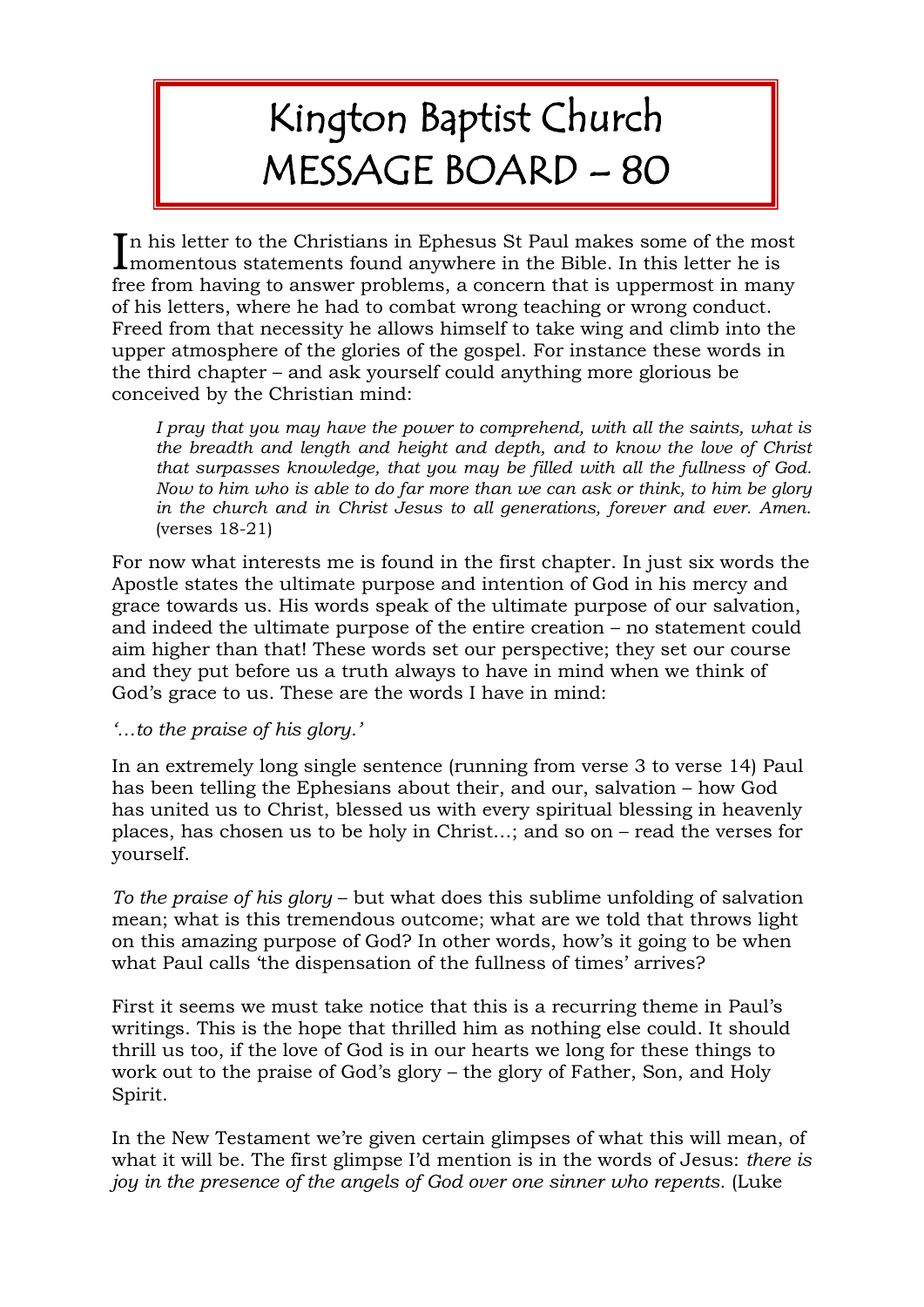# Kington Baptist Church MESSAGE BOARD – 80

In his letter to the Christians in Ephesus St Paul makes some of the most momentous statements found anywhere in the Bible. In this letter he is free from having to answer problems, a concern that is uppermost in many of his letters, where he had to combat wrong teaching or wrong conduct. Freed from that necessity he allows himself to take wing and climb into the upper atmosphere of the glories of the gospel. For instance these words in the third chapter – and ask yourself could anything more glorious be conceived by the Christian mind:

> *I pray that you may have the power to comprehend, with all the saints, what is the breadth and length and height and depth, and to know the love of Christ that surpasses knowledge, that you may be filled with all the fullness of God. Now to him who is able to do far more than we can ask or think, to him be glory in the church and in Christ Jesus to all generations, forever and ever. Amen.* (verses 18-21)

For now what interests me is found in the first chapter. In just six words the Apostle states the ultimate purpose and intention of God in his mercy and grace towards us. His words speak of the ultimate purpose of our salvation, and indeed the ultimate purpose of the entire creation – no statement could aim higher than that! These words set our perspective; they set our course and they put before us a truth always to have in mind when we think of God's grace to us. These are the words I have in mind:

*'…to the praise of his glory.'*

In an extremely long single sentence (running from verse 3 to verse 14) Paul has been telling the Ephesians about their, and our, salvation – how God has united us to Christ, blessed us with every spiritual blessing in heavenly places, has chosen us to be holy in Christ…; and so on – read the verses for yourself.

*To the praise of his glory* – but what does this sublime unfolding of salvation mean; what is this tremendous outcome; what are we told that throws light on this amazing purpose of God? In other words, how's it going to be when what Paul calls 'the dispensation of the fullness of times' arrives?

First it seems we must take notice that this is a recurring theme in Paul's writings. This is the hope that thrilled him as nothing else could. It should thrill us too, if the love of God is in our hearts we long for these things to work out to the praise of God's glory – the glory of Father, Son, and Holy Spirit.

In the New Testament we're given certain glimpses of what this will mean, of what it will be. The first glimpse I'd mention is in the words of Jesus: *there is joy in the presence of the angels of God over one sinner who repents.* (Luke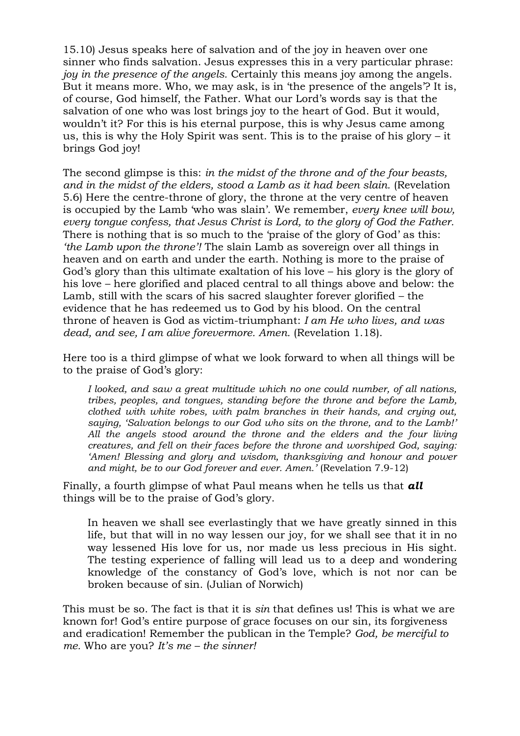15.10) Jesus speaks here of salvation and of the joy in heaven over one sinner who finds salvation. Jesus expresses this in a very particular phrase: *joy in the presence of the angels.* Certainly this means joy among the angels. But it means more. Who, we may ask, is in 'the presence of the angels'? It is, of course, God himself, the Father. What our Lord's words say is that the salvation of one who was lost brings joy to the heart of God. But it would, wouldn't it? For this is his eternal purpose, this is why Jesus came among us, this is why the Holy Spirit was sent. This is to the praise of his glory – it brings God joy!

The second glimpse is this: *in the midst of the throne and of the four beasts, and in the midst of the elders, stood a Lamb as it had been slain.* (Revelation 5.6) Here the centre-throne of glory, the throne at the very centre of heaven is occupied by the Lamb 'who was slain'. We remember, *every knee will bow, every tongue confess, that Jesus Christ is Lord, to the glory of God the Father.* There is nothing that is so much to the 'praise of the glory of God' as this: *'the Lamb upon the throne'!* The slain Lamb as sovereign over all things in heaven and on earth and under the earth. Nothing is more to the praise of God's glory than this ultimate exaltation of his love – his glory is the glory of his love – here glorified and placed central to all things above and below: the Lamb, still with the scars of his sacred slaughter forever glorified – the evidence that he has redeemed us to God by his blood. On the central throne of heaven is God as victim-triumphant: *I am He who lives, and was dead, and see, I am alive forevermore. Amen.* (Revelation 1.18).

Here too is a third glimpse of what we look forward to when all things will be to the praise of God's glory:

> *I looked, and saw a great multitude which no one could number, of all nations, tribes, peoples, and tongues, standing before the throne and before the Lamb, clothed with white robes, with palm branches in their hands, and crying out, saying, 'Salvation belongs to our God who sits on the throne, and to the Lamb!' All the angels stood around the throne and the elders and the four living creatures, and fell on their faces before the throne and worshiped God, saying: 'Amen! Blessing and glory and wisdom, thanksgiving and honour and power and might, be to our God forever and ever. Amen.'* (Revelation 7.9-12)

Finally, a fourth glimpse of what Paul means when he tells us that ***all*** things will be to the praise of God's glory.

> In heaven we shall see everlastingly that we have greatly sinned in this life, but that will in no way lessen our joy, for we shall see that it in no way lessened His love for us, nor made us less precious in His sight. The testing experience of falling will lead us to a deep and wondering knowledge of the constancy of God's love, which is not nor can be broken because of sin. (Julian of Norwich)

This must be so. The fact is that it is *sin* that defines us! This is what we are known for! God's entire purpose of grace focuses on our sin, its forgiveness and eradication! Remember the publican in the Temple? *God, be merciful to me.* Who are you? *It's me – the sinner!*